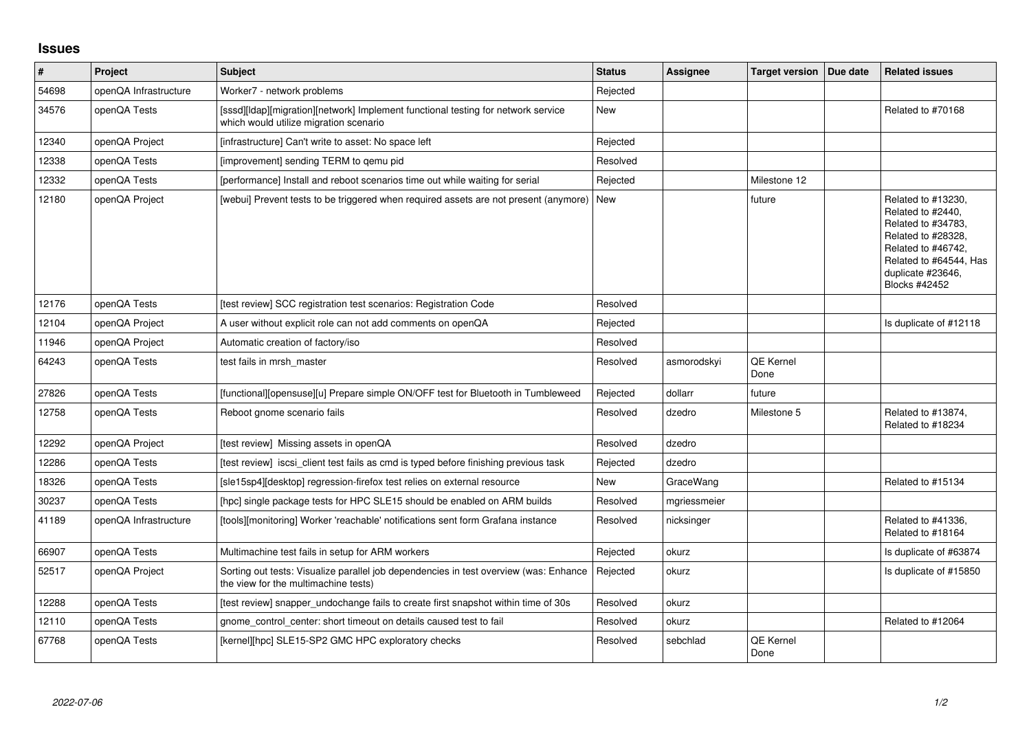# Issues

| # | Project | Subject | Status | Assignee | Target version | Due date | Related issues |
|---|---|---|---|---|---|---|---|
| 54698 | openQA Infrastructure | Worker7 - network problems | Rejected | | | | |
| 34576 | openQA Tests | [sssd][ldap][migration][network] Implement functional testing for network service which would utilize migration scenario | New | | | | Related to #70168 |
| 12340 | openQA Project | [infrastructure] Can't write to asset: No space left | Rejected | | | | |
| 12338 | openQA Tests | [improvement] sending TERM to qemu pid | Resolved | | | | |
| 12332 | openQA Tests | [performance] Install and reboot scenarios time out while waiting for serial | Rejected | | Milestone 12 | | |
| 12180 | openQA Project | [webui] Prevent tests to be triggered when required assets are not present (anymore) | New | | future | | Related to #13230, Related to #2440, Related to #34783, Related to #28328, Related to #46742, Related to #64544, Has duplicate #23646, Blocks #42452 |
| 12176 | openQA Tests | [test review] SCC registration test scenarios: Registration Code | Resolved | | | | |
| 12104 | openQA Project | A user without explicit role can not add comments on openQA | Rejected | | | | Is duplicate of #12118 |
| 11946 | openQA Project | Automatic creation of factory/iso | Resolved | | | | |
| 64243 | openQA Tests | test fails in mrsh_master | Resolved | asmorodskyi | QE Kernel Done | | |
| 27826 | openQA Tests | [functional][opensuse][u] Prepare simple ON/OFF test for Bluetooth in Tumbleweed | Rejected | dollarr | future | | |
| 12758 | openQA Tests | Reboot gnome scenario fails | Resolved | dzedro | Milestone 5 | | Related to #13874, Related to #18234 |
| 12292 | openQA Project | [test review] Missing assets in openQA | Resolved | dzedro | | | |
| 12286 | openQA Tests | [test review] iscsi_client test fails as cmd is typed before finishing previous task | Rejected | dzedro | | | |
| 18326 | openQA Tests | [sle15sp4][desktop] regression-firefox test relies on external resource | New | GraceWang | | | Related to #15134 |
| 30237 | openQA Tests | [hpc] single package tests for HPC SLE15 should be enabled on ARM builds | Resolved | mgriessmeier | | | |
| 41189 | openQA Infrastructure | [tools][monitoring] Worker 'reachable' notifications sent form Grafana instance | Resolved | nicksinger | | | Related to #41336, Related to #18164 |
| 66907 | openQA Tests | Multimachine test fails in setup for ARM workers | Rejected | okurz | | | Is duplicate of #63874 |
| 52517 | openQA Project | Sorting out tests: Visualize parallel job dependencies in test overview (was: Enhance the view for the multimachine tests) | Rejected | okurz | | | Is duplicate of #15850 |
| 12288 | openQA Tests | [test review] snapper_undochange fails to create first snapshot within time of 30s | Resolved | okurz | | | |
| 12110 | openQA Tests | gnome_control_center: short timeout on details caused test to fail | Resolved | okurz | | | Related to #12064 |
| 67768 | openQA Tests | [kernel][hpc] SLE15-SP2 GMC HPC exploratory checks | Resolved | sebchlad | QE Kernel Done | | |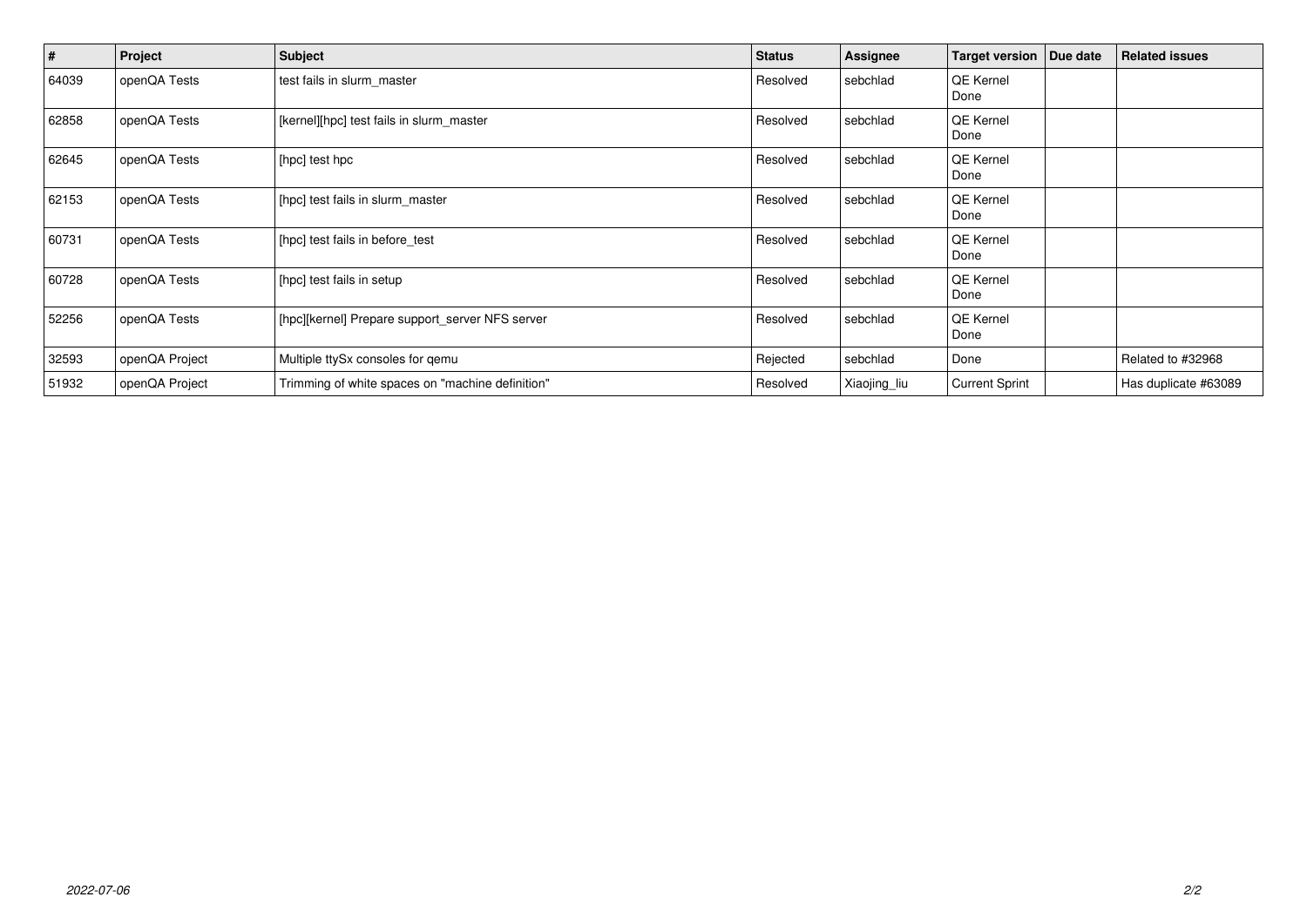| # | Project | Subject | Status | Assignee | Target version | Due date | Related issues |
|---|---|---|---|---|---|---|---|
| 64039 | openQA Tests | test fails in slurm_master | Resolved | sebchlad | QE Kernel Done | | |
| 62858 | openQA Tests | [kernel][hpc] test fails in slurm_master | Resolved | sebchlad | QE Kernel Done | | |
| 62645 | openQA Tests | [hpc] test hpc | Resolved | sebchlad | QE Kernel Done | | |
| 62153 | openQA Tests | [hpc] test fails in slurm_master | Resolved | sebchlad | QE Kernel Done | | |
| 60731 | openQA Tests | [hpc] test fails in before_test | Resolved | sebchlad | QE Kernel Done | | |
| 60728 | openQA Tests | [hpc] test fails in setup | Resolved | sebchlad | QE Kernel Done | | |
| 52256 | openQA Tests | [hpc][kernel] Prepare support_server NFS server | Resolved | sebchlad | QE Kernel Done | | |
| 32593 | openQA Project | Multiple ttySx consoles for qemu | Rejected | sebchlad | Done | | Related to #32968 |
| 51932 | openQA Project | Trimming of white spaces on "machine definition" | Resolved | Xiaojing_liu | Current Sprint | | Has duplicate #63089 |